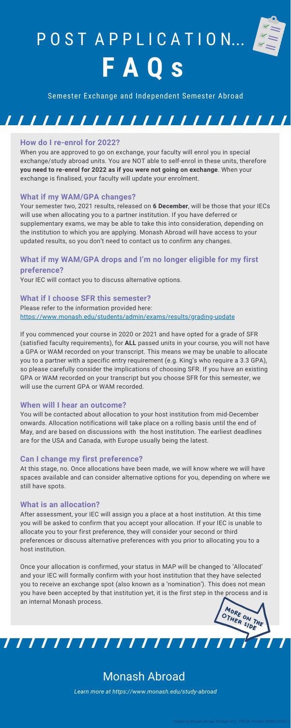# POST APPLICATION...

# FAQs

Semester Exchange and Independent Semester Abroad

### How do I re-enrol for 2022?

When you are approved to go on exchange, your faculty will enrol you in special exchange/study abroad units. You are NOT able to self-enrol in these units, therefore **you need to re-enrol for 2022 as if you were not going on exchange**. When your exchange is finalised, your faculty will update your enrolment.

### What if my WAM/GPA changes?

Your semester two, 2021 results, released on **6 December**, will be those that your IECs will use when allocating you to a partner institution. If you have deferred or supplementary exams, we may be able to take this into consideration, depending on the institution to which you are applying. Monash Abroad will have access to your updated results, so you don't need to contact us to confirm any changes.

### What if my WAM/GPA drops and I'm no longer eligible for my first preference?

Your IEC will contact you to discuss alternative options.

### What if I choose SFR this semester?

Please refer to the information provided here: https://www.monash.edu/students/admin/exams/results/grading-update

If you commenced your course in 2020 or 2021 and have opted for a grade of SFR (satisfied faculty requirements), for **ALL** passed units in your course, you will not have a GPA or WAM recorded on your transcript. This means we may be unable to allocate you to a partner with a specific entry requirement (e.g. King's who require a 3.3 GPA), so please carefully consider the implications of choosing SFR. If you have an existing GPA or WAM recorded on your transcript but you choose SFR for this semester, we will use the current GPA or WAM recorded.

### When will I hear an outcome?

You will be contacted about allocation to your host institution from mid-December onwards. Allocation notifications will take place on a rolling basis until the end of May, and are based on discussions with the host institution. The earliest deadlines are for the USA and Canada, with Europe usually being the latest.

### Can I change my first preference?

At this stage, no. Once allocations have been made, we will know where we will have spaces available and can consider alternative options for you, depending on where we still have spots.

### What is an allocation?

After assessment, your IEC will assign you a place at a host institution. At this time you will be asked to confirm that you accept your allocation. If your IEC is unable to allocate you to your first preference, they will consider your second or third preferences or discuss alternative preferences with you prior to allocating you to a host institution.

Once your allocation is confirmed, your status in MAP will be changed to 'Allocated' and your IEC will formally confirm with your host institution that they have selected you to receive an exchange spot (also known as a 'nomination'). This does not mean you have been accepted by that institution yet, it is the first step in the process and is an internal Monash process.

MORE ON THE OTHER SIDE

## Monash Abroad

*Learn more at https://www.monash.edu/study-abroad*

Created by Monash Abroad, October 2021. CRICOS Provider 00008C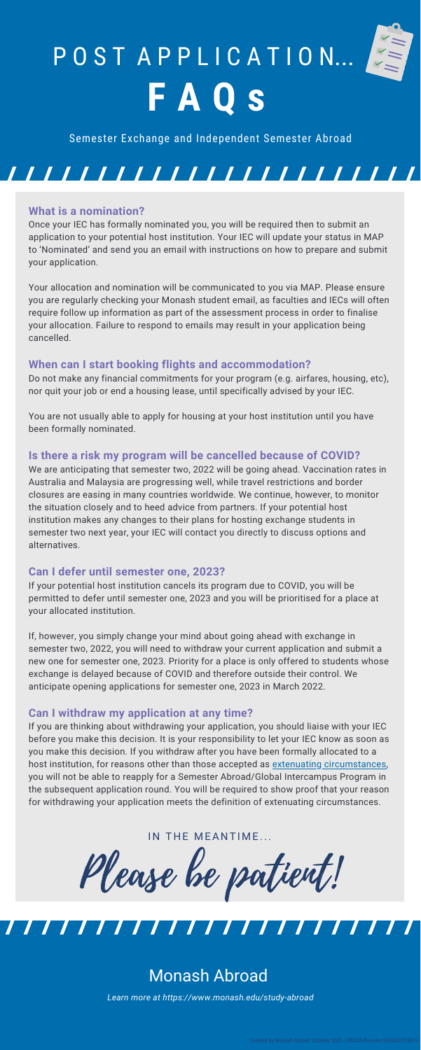# POST APPLICATION... FAQs

Semester Exchange and Independent Semester Abroad

### What is a nomination?

Once your IEC has formally nominated you, you will be required then to submit an application to your potential host institution. Your IEC will update your status in MAP to 'Nominated' and send you an email with instructions on how to prepare and submit your application.

Your allocation and nomination will be communicated to you via MAP. Please ensure you are regularly checking your Monash student email, as faculties and IECs will often require follow up information as part of the assessment process in order to finalise your allocation. Failure to respond to emails may result in your application being cancelled.

### When can I start booking flights and accommodation?

Do not make any financial commitments for your program (e.g. airfares, housing, etc), nor quit your job or end a housing lease, until specifically advised by your IEC.

You are not usually able to apply for housing at your host institution until you have been formally nominated.

### Is there a risk my program will be cancelled because of COVID?

We are anticipating that semester two, 2022 will be going ahead. Vaccination rates in Australia and Malaysia are progressing well, while travel restrictions and border closures are easing in many countries worldwide. We continue, however, to monitor the situation closely and to heed advice from partners. If your potential host institution makes any changes to their plans for hosting exchange students in semester two next year, your IEC will contact you directly to discuss options and alternatives.

### Can I defer until semester one, 2023?

If your potential host institution cancels its program due to COVID, you will be permitted to defer until semester one, 2023 and you will be prioritised for a place at your allocated institution.

If, however, you simply change your mind about going ahead with exchange in semester two, 2022, you will need to withdraw your current application and submit a new one for semester one, 2023. Priority for a place is only offered to students whose exchange is delayed because of COVID and therefore outside their control. We anticipate opening applications for semester one, 2023 in March 2022.

### Can I withdraw my application at any time?

If you are thinking about withdrawing your application, you should liaise with your IEC before you make this decision. It is your responsibility to let your IEC know as soon as you make this decision. If you withdraw after you have been formally allocated to a host institution, for reasons other than those accepted as extenuating circumstances, you will not be able to reapply for a Semester Abroad/Global Intercampus Program in the subsequent application round. You will be required to show proof that your reason for withdrawing your application meets the definition of extenuating circumstances.

IN THE MEANTIME...

*Please be patient!*

## Monash Abroad

*Learn more at https://www.monash.edu/study-abroad*

Created by Monash Abroad. October 2021. CRICOS Provider 00008C/01857J